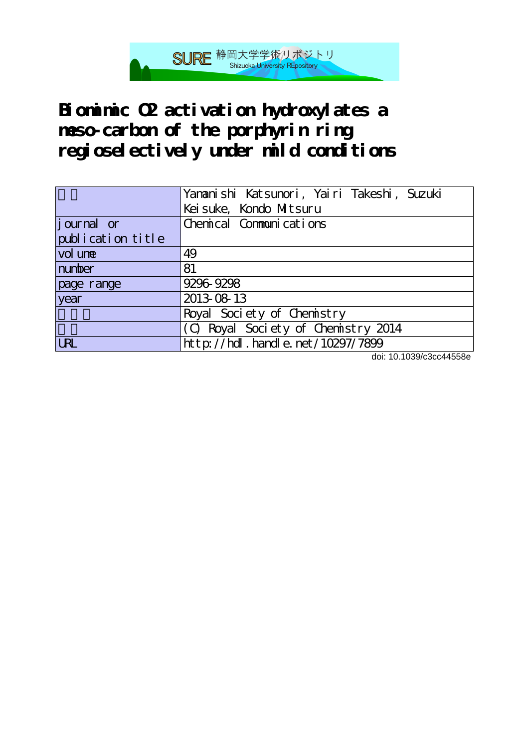SURE 静岡大学学術リポジトリ
Shizuoka University REpository

# Biomimic O2 activation hydroxylates a meso-carbon of the porphyrin ring regioselectively under mild conditions

| | |
|---|---|
| 著者 | Yamanishi Katsunori, Yairi Takeshi, Suzuki Keisuke, Kondo Mitsuru |
| journal or publication title | Chemical Communications |
| volume | 49 |
| number | 81 |
| page range | 9296-9298 |
| year | 2013-08-13 |
| 出版者 | Royal Society of Chemistry |
| 権利 | (C) Royal Society of Chemistry 2014 |
| URL | http://hdl.handle.net/10297/7899 |

doi: 10.1039/c3cc44558e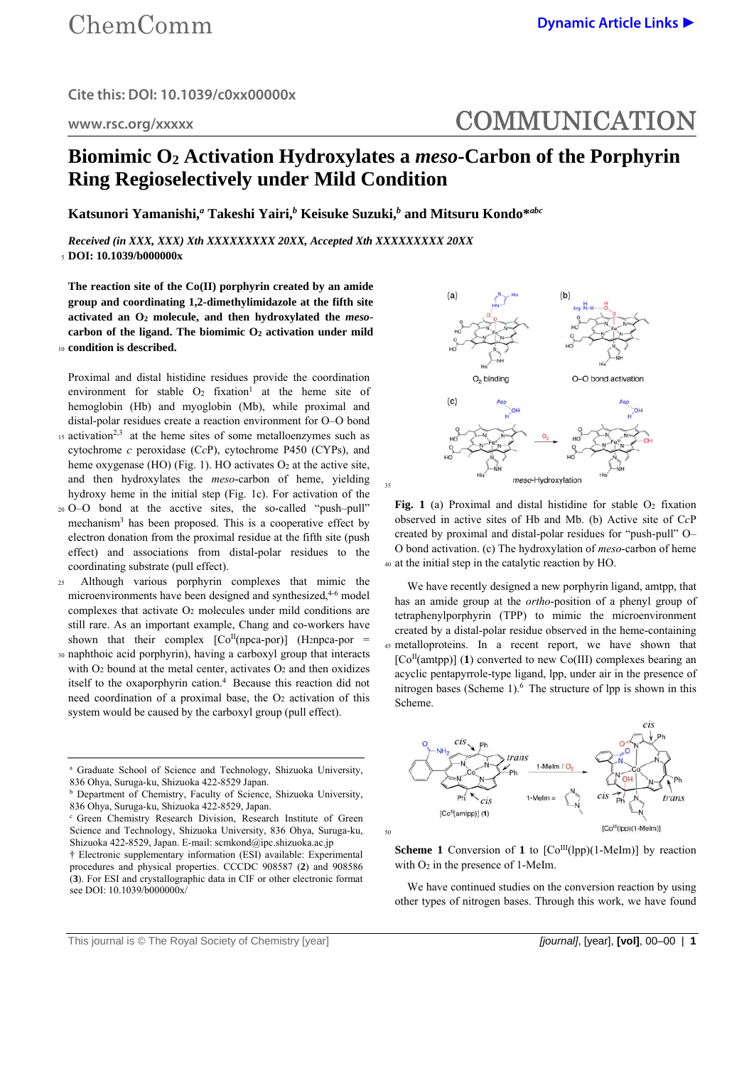Cite this: DOI: 10.1039/c0xx00000x

www.rsc.org/xxxxx

COMMUNICATION

# Biomimic $O_2$ Activation Hydroxylates a *meso*-Carbon of the Porphyrin Ring Regioselectively under Mild Condition

**Katsunori Yamanishi,[a] Takeshi Yairi,[b] Keisuke Suzuki,[b] and Mitsuru Kondo*[abc]**

*Received (in XXX, XXX) Xth XXXXXXXXX 20XX, Accepted Xth XXXXXXXXX 20XX*
**DOI: 10.1039/b000000x**

**The reaction site of the Co(II) porphyrin created by an amide group and coordinating 1,2-dimethylimidazole at the fifth site activated an $O_2$ molecule, and then hydroxylated the *meso*-carbon of the ligand. The biomimic $O_2$ activation under mild condition is described.**

Proximal and distal histidine residues provide the coordination environment for stable $O_2$ fixation[1] at the heme site of hemoglobin (Hb) and myoglobin (Mb), while proximal and distal-polar residues create a reaction environment for O–O bond activation[2,3] at the heme sites of some metalloenzymes such as cytochrome *c* peroxidase (C*c*P), cytochrome P450 (CYPs), and heme oxygenase (HO) (Fig. 1). HO activates $O_2$ at the active site, and then hydroxylates the *meso*-carbon of heme, yielding hydroxy heme in the initial step (Fig. 1c). For activation of the O–O bond at the acctive sites, the so-called "push–pull" mechanism[3] has been proposed. This is a cooperative effect by electron donation from the proximal residue at the fifth site (push effect) and associations from distal-polar residues to the coordinating substrate (pull effect).

Although various porphyrin complexes that mimic the microenvironments have been designed and synthesized,[4-6] model complexes that activate $O_2$ molecules under mild conditions are still rare. As an important example, Chang and co-workers have shown that their complex [Co$^{II}$(npca-por)] ($H_2$npca-por = naphthoic acid porphyrin), having a carboxyl group that interacts with $O_2$ bound at the metal center, activates $O_2$ and then oxidizes itself to the oxaporphyrin cation.[4] Because this reaction did not need coordination of a proximal base, the $O_2$ activation of this system would be caused by the carboxyl group (pull effect).

**Fig. 1** (a) Proximal and distal histidine for stable $O_2$ fixation observed in active sites of Hb and Mb. (b) Active site of C*c*P created by proximal and distal-polar residues for "push-pull" O–O bond activation. (c) The hydroxylation of *meso*-carbon of heme at the initial step in the catalytic reaction by HO.

We have recently designed a new porphyrin ligand, amtpp, that has an amide group at the *ortho*-position of a phenyl group of tetraphenylporphyrin (TPP) to mimic the microenvironment created by a distal-polar residue observed in the heme-containing metalloproteins. In a recent report, we have shown that [Co$^{II}$(amtpp)] (**1**) converted to new Co(III) complexes bearing an acyclic pentapyrrole-type ligand, lpp, under air in the presence of nitrogen bases (Scheme 1).[6] The structure of lpp is shown in this Scheme.

**Scheme 1** Conversion of **1** to [Co$^{III}$(lpp)(1-MeIm)] by reaction with $O_2$ in the presence of 1-MeIm.

We have continued studies on the conversion reaction by using other types of nitrogen bases. Through this work, we have found

---

[a] Graduate School of Science and Technology, Shizuoka University, 836 Ohya, Suruga-ku, Shizuoka 422-8529 Japan.
[b] Department of Chemistry, Faculty of Science, Shizuoka University, 836 Ohya, Suruga-ku, Shizuoka 422-8529, Japan.
[c] Green Chemistry Research Division, Research Institute of Green Science and Technology, Shizuoka University, 836 Ohya, Suruga-ku, Shizuoka 422-8529, Japan. E-mail: scmkond@ipc.shizuoka.ac.jp
† Electronic supplementary information (ESI) available: Experimental procedures and physical properties. CCCDC 908587 (**2**) and 908586 (**3**). For ESI and crystallographic data in CIF or other electronic format see DOI: 10.1039/b000000x/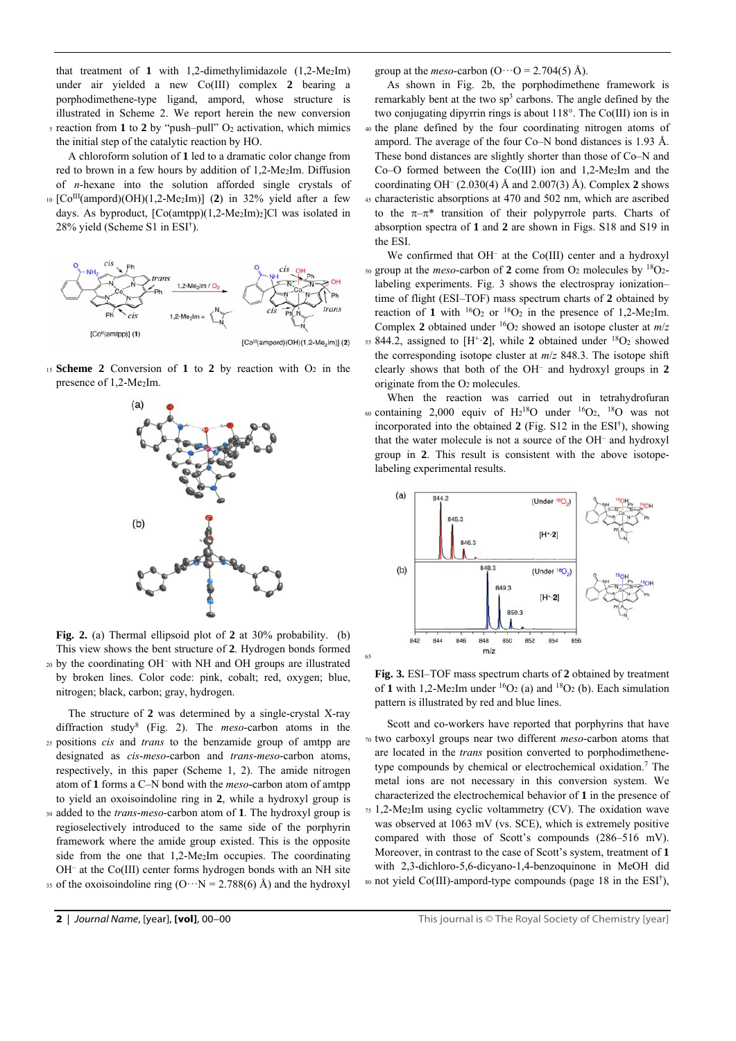that treatment of **1** with 1,2-dimethylimidazole (1,2-Me$_2$Im) under air yielded a new Co(III) complex **2** bearing a porphodimethene-type ligand, ampord, whose structure is illustrated in Scheme 2. We report herein the new conversion reaction from **1** to **2** by "push–pull" $O_2$ activation, which mimics the initial step of the catalytic reaction by HO.

A chloroform solution of **1** led to a dramatic color change from red to brown in a few hours by addition of 1,2-Me$_2$Im. Diffusion of *n*-hexane into the solution afforded single crystals of [Co$^{III}$(ampord)(OH)(1,2-Me$_2$Im)] (**2**) in 32% yield after a few days. As byproduct, [Co(amtpp)(1,2-Me$_2$Im)$_2$]Cl was isolated in 28% yield (Scheme S1 in ESI†).

**Scheme 2** Conversion of **1** to **2** by reaction with $O_2$ in the presence of 1,2-Me$_2$Im.

**Fig. 2.** (a) Thermal ellipsoid plot of **2** at 30% probability. (b) This view shows the bent structure of **2**. Hydrogen bonds formed by the coordinating OH$^-$ with NH and OH groups are illustrated by broken lines. Color code: pink, cobalt; red, oxygen; blue, nitrogen; black, carbon; gray, hydrogen.

The structure of **2** was determined by a single-crystal X-ray diffraction study[8] (Fig. 2). The *meso*-carbon atoms in the positions *cis* and *trans* to the benzamide group of amtpp are designated as *cis*-*meso*-carbon and *trans*-*meso*-carbon atoms, respectively, in this paper (Scheme 1, 2). The amide nitrogen atom of **1** forms a C–N bond with the *meso*-carbon atom of amtpp to yield an oxoisoindoline ring in **2**, while a hydroxyl group is added to the *trans*-*meso*-carbon atom of **1**. The hydroxyl group is regioselectively introduced to the same side of the porphyrin framework where the amide group existed. This is the opposite side from the one that 1,2-Me$_2$Im occupies. The coordinating OH$^-$ at the Co(III) center forms hydrogen bonds with an NH site of the oxoisoindoline ring (O···N = 2.788(6) Å) and the hydroxyl group at the *meso*-carbon (O···O = 2.704(5) Å).

As shown in Fig. 2b, the porphodimethene framework is remarkably bent at the two sp$^3$ carbons. The angle defined by the two conjugating dipyrrin rings is about 118°. The Co(III) ion is in the plane defined by the four coordinating nitrogen atoms of ampord. The average of the four Co–N bond distances is 1.93 Å. These bond distances are slightly shorter than those of Co–N and Co–O formed between the Co(III) ion and 1,2-Me$_2$Im and the coordinating OH$^-$ (2.030(4) Å and 2.007(3) Å). Complex **2** shows characteristic absorptions at 470 and 502 nm, which are ascribed to the π–π* transition of their polypyrrole parts. Charts of absorption spectra of **1** and **2** are shown in Figs. S18 and S19 in the ESI.

We confirmed that OH$^-$ at the Co(III) center and a hydroxyl group at the *meso*-carbon of **2** come from $O_2$ molecules by $^{18}O_2$-labeling experiments. Fig. 3 shows the electrospray ionization–time of flight (ESI–TOF) mass spectrum charts of **2** obtained by reaction of **1** with $^{16}O_2$ or $^{18}O_2$ in the presence of 1,2-Me$_2$Im. Complex **2** obtained under $^{16}O_2$ showed an isotope cluster at *m/z* 844.2, assigned to [H$^+$·**2**], while **2** obtained under $^{18}O_2$ showed the corresponding isotope cluster at *m/z* 848.3. The isotope shift clearly shows that both of the OH$^-$ and hydroxyl groups in **2** originate from the $O_2$ molecules.

When the reaction was carried out in tetrahydrofuran containing 2,000 equiv of $H_2{}^{18}O$ under $^{16}O_2$, $^{18}O$ was not incorporated into the obtained **2** (Fig. S12 in the ESI†), showing that the water molecule is not a source of the OH$^-$ and hydroxyl group in **2**. This result is consistent with the above isotope-labeling experimental results.

**Fig. 3.** ESI–TOF mass spectrum charts of **2** obtained by treatment of **1** with 1,2-Me$_2$Im under $^{16}O_2$ (a) and $^{18}O_2$ (b). Each simulation pattern is illustrated by red and blue lines.

Scott and co-workers have reported that porphyrins that have two carboxyl groups near two different *meso*-carbon atoms that are located in the *trans* position converted to porphodimethene-type compounds by chemical or electrochemical oxidation.[7] The metal ions are not necessary in this conversion system. We characterized the electrochemical behavior of **1** in the presence of 1,2-Me$_2$Im using cyclic voltammetry (CV). The oxidation wave was observed at 1063 mV (vs. SCE), which is extremely positive compared with those of Scott's compounds (286–516 mV). Moreover, in contrast to the case of Scott's system, treatment of **1** with 2,3-dichloro-5,6-dicyano-1,4-benzoquinone in MeOH did not yield Co(III)-ampord-type compounds (page 18 in the ESI†),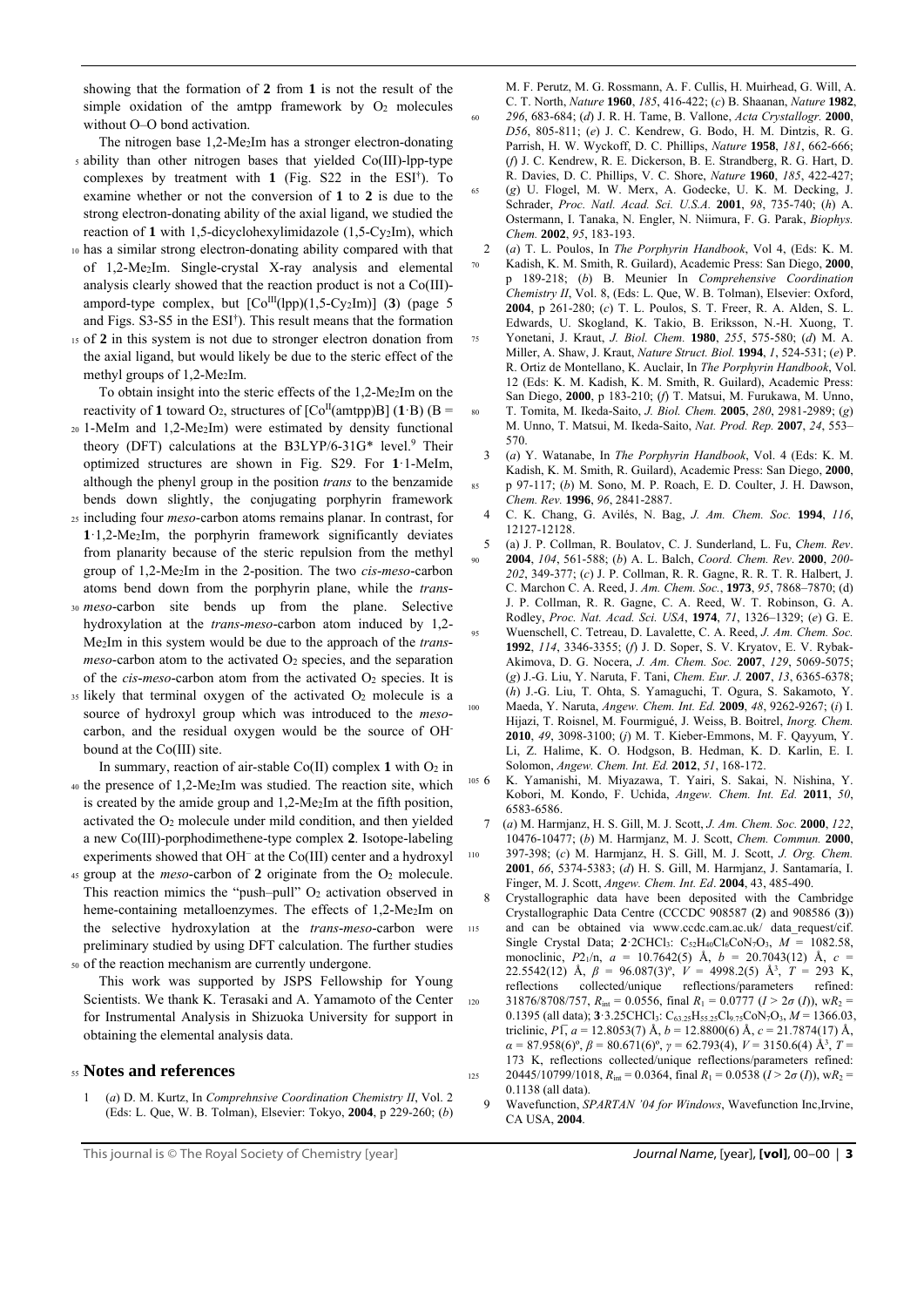showing that the formation of **2** from **1** is not the result of the simple oxidation of the amtpp framework by $O_2$ molecules without O–O bond activation.

The nitrogen base 1,2-$Me_2$Im has a stronger electron-donating ability than other nitrogen bases that yielded Co(III)-lpp-type complexes by treatment with **1** (Fig. S22 in the ESI†). To examine whether or not the conversion of **1** to **2** is due to the strong electron-donating ability of the axial ligand, we studied the reaction of **1** with 1,5-dicyclohexylimidazole (1,5-$Cy_2$Im), which has a similar strong electron-donating ability compared with that of 1,2-$Me_2$Im. Single-crystal X-ray analysis and elemental analysis clearly showed that the reaction product is not a Co(III)-ampord-type complex, but $[Co^{III}(lpp)(1,5\text{-}Cy_2Im)]$ (**3**) (page 5 and Figs. S3-S5 in the ESI†). This result means that the formation of **2** in this system is not due to stronger electron donation from the axial ligand, but would likely be due to the steric effect of the methyl groups of 1,2-$Me_2$Im.

To obtain insight into the steric effects of the 1,2-$Me_2$Im on the reactivity of **1** toward $O_2$, structures of $[Co^{II}(amtpp)B]$ (**1**·B) (B = 1-MeIm and 1,2-$Me_2$Im) were estimated by density functional theory (DFT) calculations at the B3LYP/6-31G* level.[9] Their optimized structures are shown in Fig. S29. For **1**·1-MeIm, although the phenyl group in the position *trans* to the benzamide bends down slightly, the conjugating porphyrin framework including four *meso*-carbon atoms remains planar. In contrast, for **1**·1,2-$Me_2$Im, the porphyrin framework significantly deviates from planarity because of the steric repulsion from the methyl group of 1,2-$Me_2$Im in the 2-position. The two *cis*-*meso*-carbon atoms bend down from the porphyrin plane, while the *trans*-*meso*-carbon site bends up from the plane. Selective hydroxylation at the *trans*-*meso*-carbon atom induced by 1,2-$Me_2$Im in this system would be due to the approach of the *trans*-*meso*-carbon atom to the activated $O_2$ species, and the separation of the *cis*-*meso*-carbon atom from the activated $O_2$ species. It is likely that terminal oxygen of the activated $O_2$ molecule is a source of hydroxyl group which was introduced to the *meso*-carbon, and the residual oxygen would be the source of $OH^-$ bound at the Co(III) site.

In summary, reaction of air-stable Co(II) complex **1** with $O_2$ in the presence of 1,2-$Me_2$Im was studied. The reaction site, which is created by the amide group and 1,2-$Me_2$Im at the fifth position, activated the $O_2$ molecule under mild condition, and then yielded a new Co(III)-porphodimethene-type complex **2**. Isotope-labeling experiments showed that $OH^-$ at the Co(III) center and a hydroxyl group at the *meso*-carbon of **2** originate from the $O_2$ molecule. This reaction mimics the "push–pull" $O_2$ activation observed in heme-containing metalloenzymes. The effects of 1,2-$Me_2$Im on the selective hydroxylation at the *trans*-*meso*-carbon were preliminary studied by using DFT calculation. The further studies of the reaction mechanism are currently undergone.

This work was supported by JSPS Fellowship for Young Scientists. We thank K. Terasaki and A. Yamamoto of the Center for Instrumental Analysis in Shizuoka University for support in obtaining the elemental analysis data.

## Notes and references

1. (*a*) D. M. Kurtz, In *Comprehnsive Coordination Chemistry II*, Vol. 2 (Eds: L. Que, W. B. Tolman), Elsevier: Tokyo, **2004**, p 229-260; (*b*) M. F. Perutz, M. G. Rossmann, A. F. Cullis, H. Muirhead, G. Will, A. C. T. North, *Nature* **1960**, *185*, 416-422; (*c*) B. Shaanan, *Nature* **1982**, *296*, 683-684; (*d*) J. R. H. Tame, B. Vallone, *Acta Crystallogr.* **2000**, *D56*, 805-811; (*e*) J. C. Kendrew, G. Bodo, H. M. Dintzis, R. G. Parrish, H. W. Wyckoff, D. C. Phillips, *Nature* **1958**, *181*, 662-666; (*f*) J. C. Kendrew, R. E. Dickerson, B. E. Strandberg, R. G. Hart, D. R. Davies, D. C. Phillips, V. C. Shore, *Nature* **1960**, *185*, 422-427; (*g*) U. Flogel, M. W. Merx, A. Godecke, U. K. M. Decking, J. Schrader, *Proc. Natl. Acad. Sci. U.S.A.* **2001**, *98*, 735-740; (*h*) A. Ostermann, I. Tanaka, N. Engler, N. Niimura, F. G. Parak, *Biophys. Chem.* **2002**, *95*, 183-193.
2. (*a*) T. L. Poulos, In *The Porphyrin Handbook*, Vol 4, (Eds: K. M. Kadish, K. M. Smith, R. Guilard), Academic Press: San Diego, **2000**, p 189-218; (*b*) B. Meunier In *Comprehensive Coordination Chemistry II*, Vol. 8, (Eds: L. Que, W. B. Tolman), Elsevier: Oxford, **2004**, p 261-280; (*c*) T. L. Poulos, S. T. Freer, R. A. Alden, S. L. Edwards, U. Skogland, K. Takio, B. Eriksson, N.-H. Xuong, T. Yonetani, J. Kraut, *J. Biol. Chem.* **1980**, *255*, 575-580; (*d*) M. A. Miller, A. Shaw, J. Kraut, *Nature Struct. Biol.* **1994**, *1*, 524-531; (*e*) P. R. Ortiz de Montellano, K. Auclair, In *The Porphyrin Handbook*, Vol. 12 (Eds: K. M. Kadish, K. M. Smith, R. Guilard), Academic Press: San Diego, **2000**, p 183-210; (*f*) T. Matsui, M. Furukawa, M. Unno, T. Tomita, M. Ikeda-Saito, *J. Biol. Chem.* **2005**, *280*, 2981-2989; (*g*) M. Unno, T. Matsui, M. Ikeda-Saito, *Nat. Prod. Rep.* **2007**, *24*, 553–570.
3. (*a*) Y. Watanabe, In *The Porphyrin Handbook*, Vol. 4 (Eds: K. M. Kadish, K. M. Smith, R. Guilard), Academic Press: San Diego, **2000**, p 97-117; (*b*) M. Sono, M. P. Roach, E. D. Coulter, J. H. Dawson, *Chem. Rev.* **1996**, *96*, 2841-2887.
4. C. K. Chang, G. Avilés, N. Bag, *J. Am. Chem. Soc.* **1994**, *116*, 12127-12128.
5. (a) J. P. Collman, R. Boulatov, C. J. Sunderland, L. Fu, *Chem. Rev.* **2004**, *104*, 561-588; (*b*) A. L. Balch, *Coord. Chem. Rev*. **2000**, *200-202*, 349-377; (*c*) J. P. Collman, R. R. Gagne, R. R. T. R. Halbert, J. C. Marchon C. A. Reed, J. *Am. Chem. Soc.*, **1973**, *95*, 7868–7870; (d) J. P. Collman, R. R. Gagne, C. A. Reed, W. T. Robinson, G. A. Rodley, *Proc. Nat. Acad. Sci. USA*, **1974**, *71*, 1326–1329; (*e*) G. E. Wuenschell, C. Tetreau, D. Lavalette, C. A. Reed, *J. Am. Chem. Soc.* **1992**, *114*, 3346-3355; (*f*) J. D. Soper, S. V. Kryatov, E. V. Rybak-Akimova, D. G. Nocera, *J. Am. Chem. Soc.* **2007**, *129*, 5069-5075; (*g*) J.-G. Liu, Y. Naruta, F. Tani, *Chem. Eur. J.* **2007**, *13*, 6365-6378; (*h*) J.-G. Liu, T. Ohta, S. Yamaguchi, T. Ogura, S. Sakamoto, Y. Maeda, Y. Naruta, *Angew. Chem. Int. Ed.* **2009**, *48*, 9262-9267; (*i*) I. Hijazi, T. Roisnel, M. Fourmigué, J. Weiss, B. Boitrel, *Inorg. Chem.* **2010**, *49*, 3098-3100; (*j*) M. T. Kieber-Emmons, M. F. Qayyum, Y. Li, Z. Halime, K. O. Hodgson, B. Hedman, K. D. Karlin, E. I. Solomon, *Angew. Chem. Int. Ed.* **2012**, *51*, 168-172.
6. K. Yamanishi, M. Miyazawa, T. Yairi, S. Sakai, N. Nishina, Y. Kobori, M. Kondo, F. Uchida, *Angew. Chem. Int. Ed.* **2011**, *50*, 6583-6586.
7. (*a*) M. Harmjanz, H. S. Gill, M. J. Scott, *J. Am. Chem. Soc.* **2000**, *122*, 10476-10477; (*b*) M. Harmjanz, M. J. Scott, *Chem. Commun.* **2000**, 397-398; (*c*) M. Harmjanz, H. S. Gill, M. J. Scott, *J. Org. Chem.* **2001**, *66*, 5374-5383; (*d*) H. S. Gill, M. Harmjanz, J. Santamaría, I. Finger, M. J. Scott, *Angew. Chem. Int. Ed*. **2004**, 43, 485-490.
8. Crystallographic data have been deposited with the Cambridge Crystallographic Data Centre (CCDC 908587 (**2**) and 908586 (**3**)) and can be obtained via www.ccdc.cam.ac.uk/ data_request/cif. Single Crystal Data; **2**·2$CHCl_3$: $C_{52}H_{40}Cl_6CoN_7O_3$, $M$ = 1082.58, monoclinic, $P2_1/n$, $a$ = 10.7642(5) Å, $b$ = 20.7043(12) Å, $c$ = 22.5542(12) Å, $\beta$ = 96.087(3)°, $V$ = 4998.2(5) Å$^3$, $T$ = 293 K, reflections collected/unique reflections/parameters refined: 31876/8707/757, $R_{int}$ = 0.0556, final $R_1$ = 0.0777 ($I > 2\sigma(I)$), $wR_2$ = 0.1395 (all data); **3**·3.25$CHCl_3$: $C_{63.25}H_{55.25}Cl_{9.75}CoN_7O_3$, $M$ = 1366.03, triclinic, $P\bar{1}$, $a$ = 12.8053(7) Å, $b$ = 12.8800(6) Å, $c$ = 21.7874(17) Å, $\alpha$ = 87.958(6)°, $\beta$ = 80.671(6)°, $\gamma$ = 62.793(4), $V$ = 3150.6(4) Å$^3$, $T$ = 173 K, reflections collected/unique reflections/parameters refined: 20445/10799/1018, $R_{int}$ = 0.0364, final $R_1$ = 0.0538 ($I > 2\sigma(I)$), $wR_2$ = 0.1138 (all data).
9. Wavefunction, *SPARTAN '04 for Windows*, Wavefunction Inc,Irvine, CA USA, **2004**.